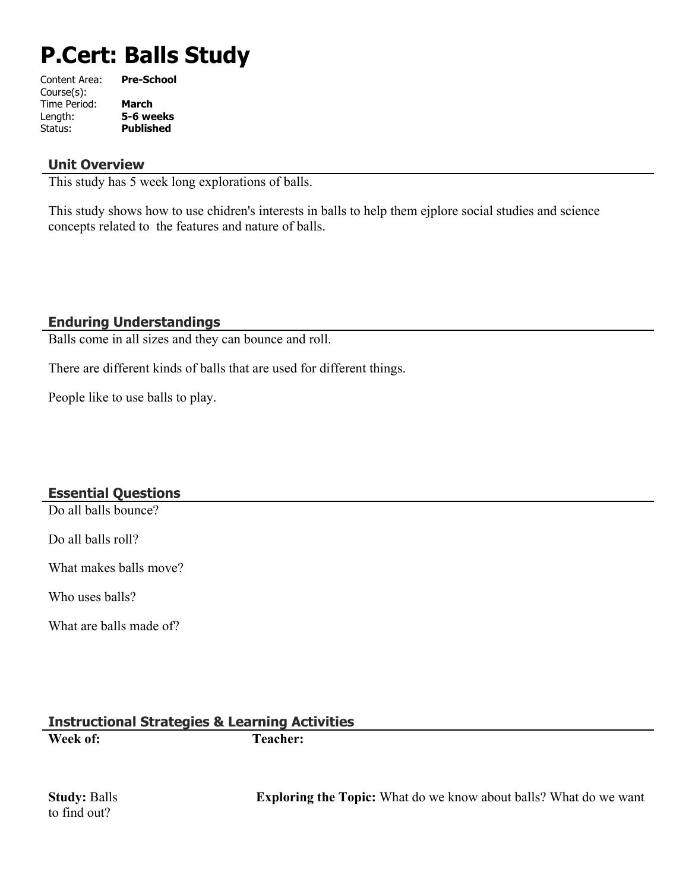# P.Cert: Balls Study

Content Area: **Pre-School**
Course(s):
Time Period: **March**
Length: **5-6 weeks**
Status: **Published**

## Unit Overview

This study has 5 week long explorations of balls.

This study shows how to use chidren's interests in balls to help them ejplore social studies and science concepts related to the features and nature of balls.

## Enduring Understandings

Balls come in all sizes and they can bounce and roll.

There are different kinds of balls that are used for different things.

People like to use balls to play.

## Essential Questions

Do all balls bounce?

Do all balls roll?

What makes balls move?

Who uses balls?

What are balls made of?

## Instructional Strategies & Learning Activities

**Week of:** **Teacher:**

**Study:** Balls **Exploring the Topic:** What do we know about balls? What do we want to find out?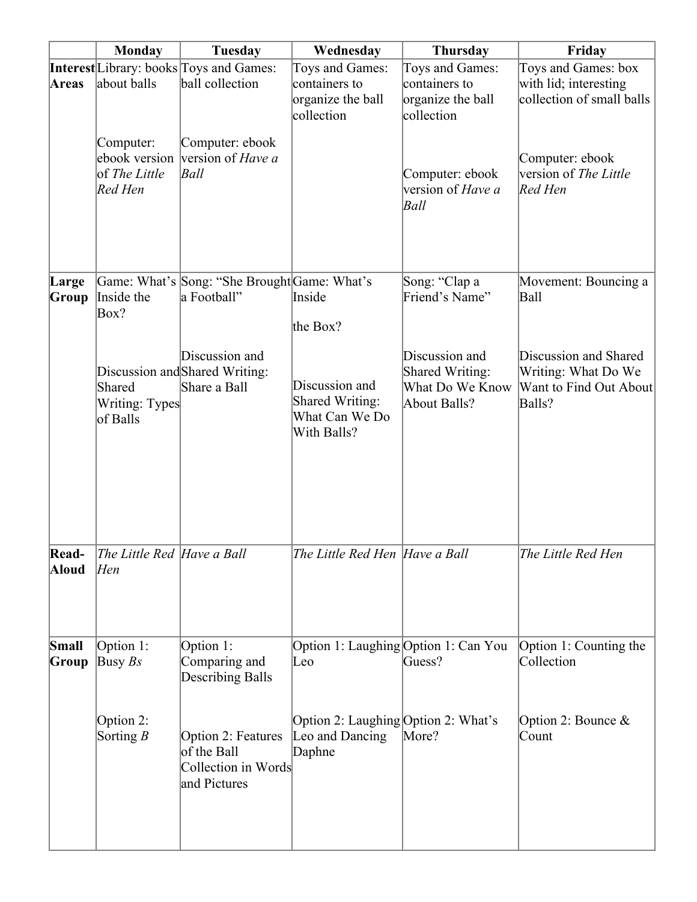|  | Monday | Tuesday | Wednesday | Thursday | Friday |
|---|---|---|---|---|---|
| **Interest Areas** | Library: books about balls<br><br>Computer: ebook version of *The Little Red Hen* | Toys and Games: ball collection<br><br>Computer: ebook version of *Have a Ball* | Toys and Games: containers to organize the ball collection | Toys and Games: containers to organize the ball collection<br><br>Computer: ebook version of *Have a Ball* | Toys and Games: box with lid; interesting collection of small balls<br><br>Computer: ebook version of *The Little Red Hen* |
| **Large Group** | Game: What's Inside the Box?<br><br>Discussion and Shared Writing: Types of Balls | Song: "She Brought a Football"<br><br>Discussion and Shared Writing: Share a Ball | Game: What's Inside the Box?<br><br>Discussion and Shared Writing: What Can We Do With Balls? | Song: "Clap a Friend's Name"<br><br>Discussion and Shared Writing: What Do We Know About Balls? | Movement: Bouncing a Ball<br><br>Discussion and Shared Writing: What Do We Want to Find Out About Balls? |
| **Read-Aloud** | *The Little Red Hen* | *Have a Ball* | *The Little Red Hen* | *Have a Ball* | *The Little Red Hen* |
| **Small Group** | Option 1: Busy *Bs*<br><br>Option 2: Sorting *B* | Option 1: Comparing and Describing Balls<br><br>Option 2: Features of the Ball Collection in Words and Pictures | Option 1: Laughing Leo<br><br>Option 2: Laughing Leo and Dancing Daphne | Option 1: Can You Guess?<br><br>Option 2: What's More? | Option 1: Counting the Collection<br><br>Option 2: Bounce & Count |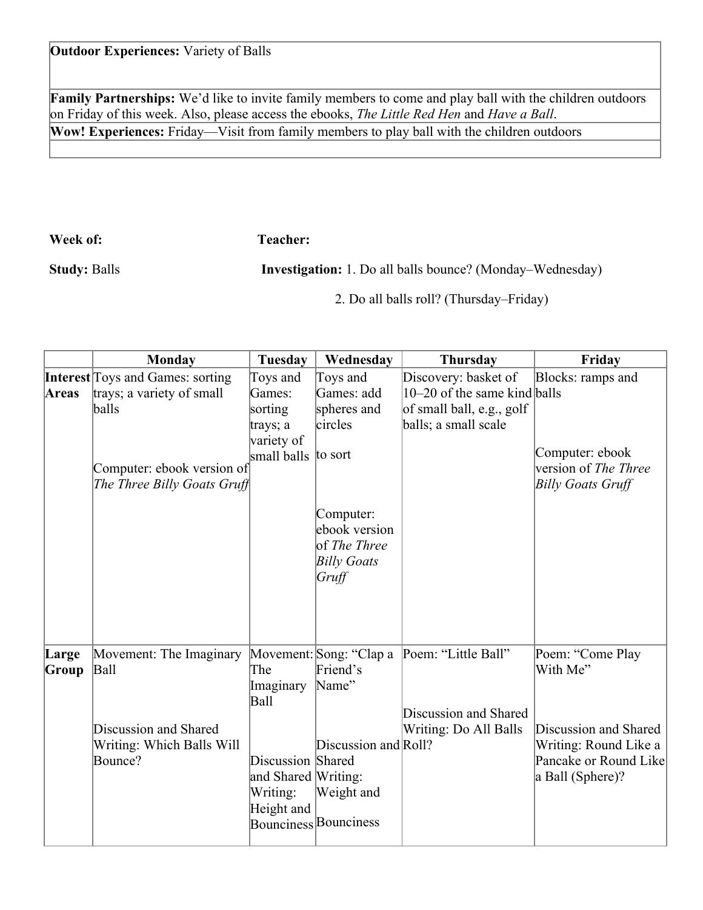| **Outdoor Experiences:** Variety of Balls |
|---|
| **Family Partnerships:** We'd like to invite family members to come and play ball with the children outdoors on Friday of this week. Also, please access the ebooks, *The Little Red Hen* and *Have a Ball*. |
| **Wow! Experiences:** Friday—Visit from family members to play ball with the children outdoors |
| |

**Week of:** **Teacher:**

**Study:** Balls **Investigation:** 1. Do all balls bounce? (Monday–Wednesday)

2. Do all balls roll? (Thursday–Friday)

| | **Monday** | **Tuesday** | **Wednesday** | **Thursday** | **Friday** |
|---|---|---|---|---|---|
| **Interest Areas** | Toys and Games: sorting trays; a variety of small balls<br><br>Computer: ebook version of *The Three Billy Goats Gruff* | Toys and Games: sorting trays; a variety of small balls | Toys and Games: add spheres and circles to sort<br><br>Computer: ebook version of *The Three Billy Goats Gruff* | Discovery: basket of 10–20 of the same kind of small ball, e.g., golf balls; a small scale | Blocks: ramps and balls<br><br>Computer: ebook version of *The Three Billy Goats Gruff* |
| **Large Group** | Movement: The Imaginary Ball<br><br>Discussion and Shared Writing: Which Balls Will Bounce? | Movement: The Imaginary Ball<br><br>Discussion and Shared Writing: Height and Bounciness | Song: "Clap a Friend's Name"<br><br>Discussion and Shared Writing: Weight and Bounciness | Poem: "Little Ball"<br><br>Discussion and Shared Writing: Do All Balls Roll? | Poem: "Come Play With Me"<br><br>Discussion and Shared Writing: Round Like a Pancake or Round Like a Ball (Sphere)? |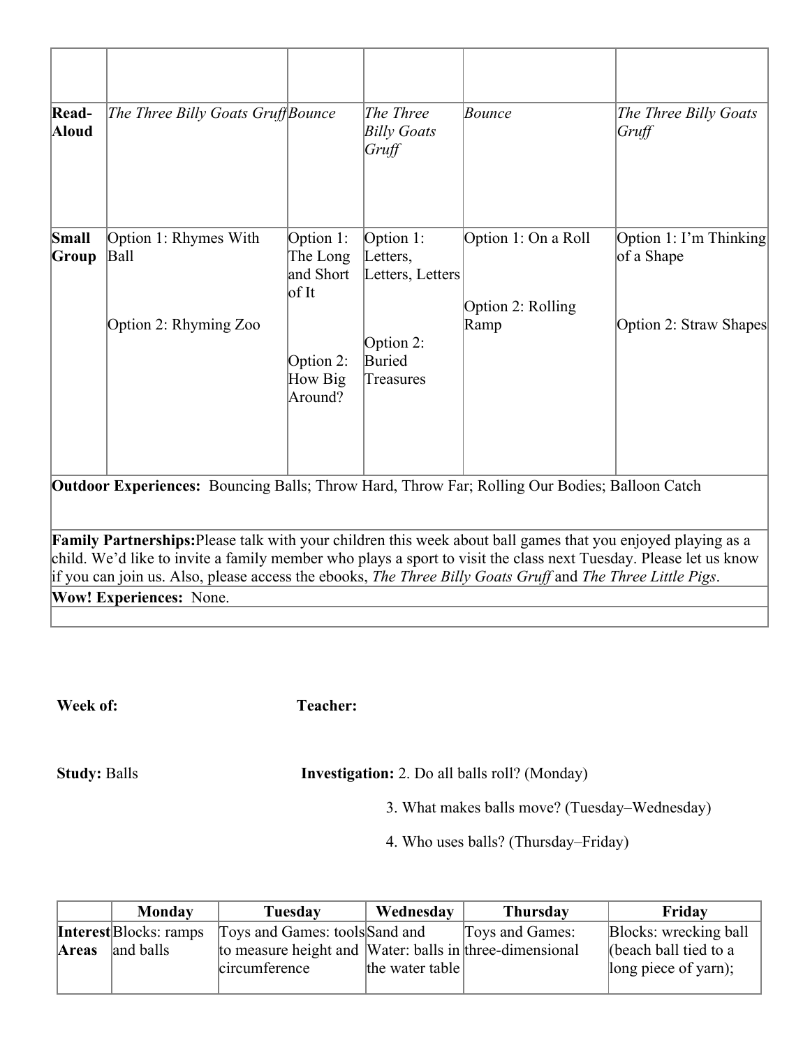| | | | | | |
|---|---|---|---|---|---|
| **Read-Aloud** | *The Three Billy Goats Gruff* | *Bounce* | *The Three Billy Goats Gruff* | *Bounce* | *The Three Billy Goats Gruff* |
| **Small Group** | Option 1: Rhymes With Ball<br><br>Option 2: Rhyming Zoo | Option 1: The Long and Short of It<br><br>Option 2: How Big Around? | Option 1: Letters, Letters, Letters<br><br>Option 2: Buried Treasures | Option 1: On a Roll<br><br>Option 2: Rolling Ramp | Option 1: I'm Thinking of a Shape<br><br>Option 2: Straw Shapes |
| **Outdoor Experiences:** Bouncing Balls; Throw Hard, Throw Far; Rolling Our Bodies; Balloon Catch | | | | | |
| **Family Partnerships:** Please talk with your children this week about ball games that you enjoyed playing as a child. We'd like to invite a family member who plays a sport to visit the class next Tuesday. Please let us know if you can join us. Also, please access the ebooks, *The Three Billy Goats Gruff* and *The Three Little Pigs*. | | | | | |
| **Wow! Experiences:** None. | | | | | |

**Week of:** **Teacher:**

**Study:** Balls

**Investigation:** 2. Do all balls roll? (Monday)

3. What makes balls move? (Tuesday–Wednesday)

4. Who uses balls? (Thursday–Friday)

| | Monday | Tuesday | Wednesday | Thursday | Friday |
|---|---|---|---|---|---|
| **Interest Areas** | Blocks: ramps and balls | Toys and Games: tools to measure height and circumference | Sand and Water: balls in the water table | Toys and Games: three-dimensional | Blocks: wrecking ball (beach ball tied to a long piece of yarn); |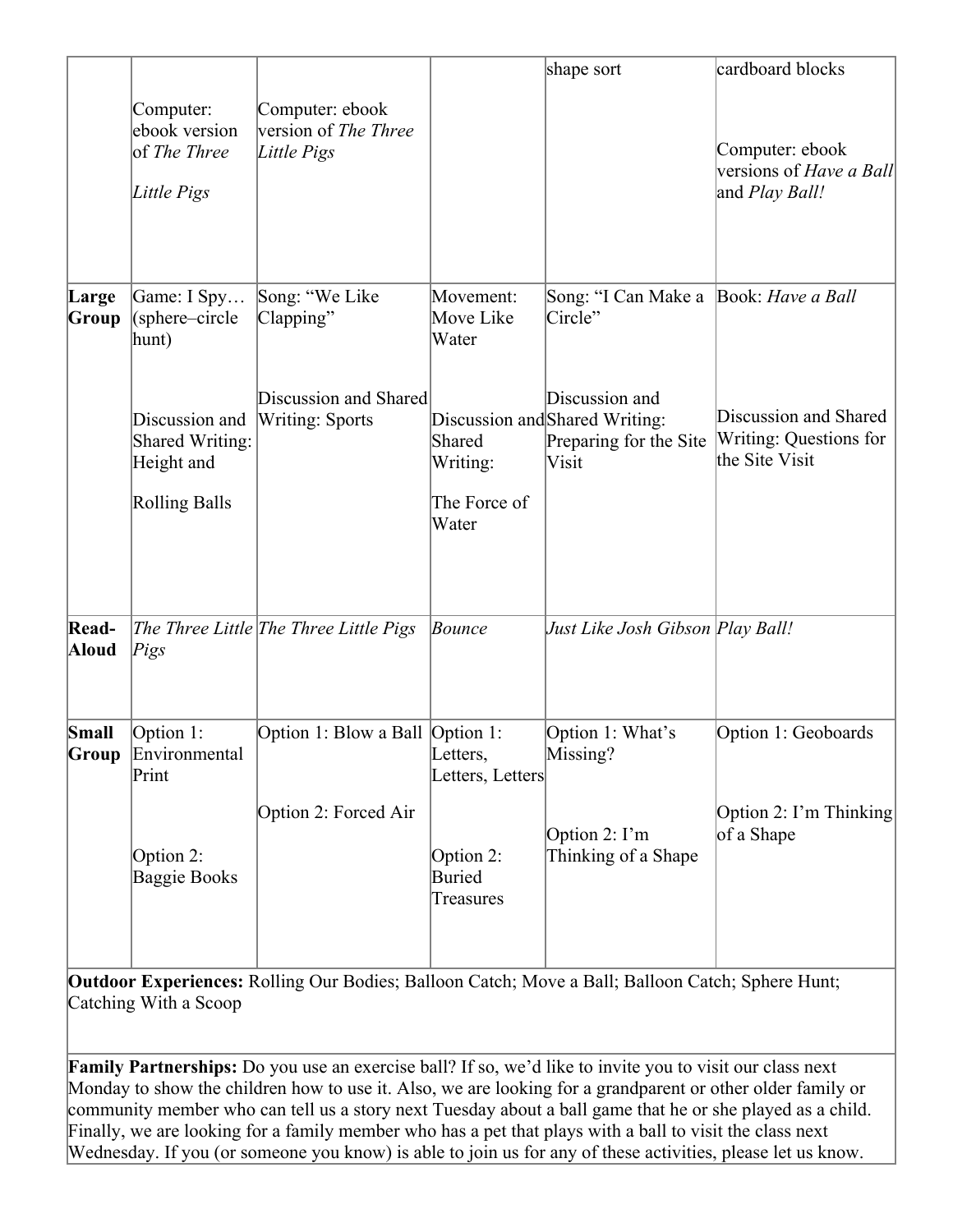| | | | | | |
|---|---|---|---|---|---|
| | Computer: ebook version of *The Three Little Pigs* | Computer: ebook version of *The Three Little Pigs* | | shape sort | cardboard blocks<br><br>Computer: ebook versions of *Have a Ball* and *Play Ball!* |
| **Large Group** | Game: I Spy… (sphere–circle hunt)<br><br>Discussion and Shared Writing: Height and Rolling Balls | Song: "We Like Clapping"<br><br>Discussion and Shared Writing: Sports | Movement: Move Like Water<br><br>Discussion and Shared Writing: The Force of Water | Song: "I Can Make a Circle"<br><br>Discussion and Shared Writing: Preparing for the Site Visit | Book: *Have a Ball*<br><br>Discussion and Shared Writing: Questions for the Site Visit |
| **Read-Aloud** | *The Three Little Pigs* | *The Three Little Pigs* | *Bounce* | *Just Like Josh Gibson* | *Play Ball!* |
| **Small Group** | Option 1: Environmental Print<br><br>Option 2: Baggie Books | Option 1: Blow a Ball<br><br>Option 2: Forced Air | Option 1: Letters, Letters, Letters<br><br>Option 2: Buried Treasures | Option 1: What's Missing?<br><br>Option 2: I'm Thinking of a Shape | Option 1: Geoboards<br><br>Option 2: I'm Thinking of a Shape |

**Outdoor Experiences:** Rolling Our Bodies; Balloon Catch; Move a Ball; Balloon Catch; Sphere Hunt; Catching With a Scoop

**Family Partnerships:** Do you use an exercise ball? If so, we'd like to invite you to visit our class next Monday to show the children how to use it. Also, we are looking for a grandparent or other older family or community member who can tell us a story next Tuesday about a ball game that he or she played as a child. Finally, we are looking for a family member who has a pet that plays with a ball to visit the class next Wednesday. If you (or someone you know) is able to join us for any of these activities, please let us know.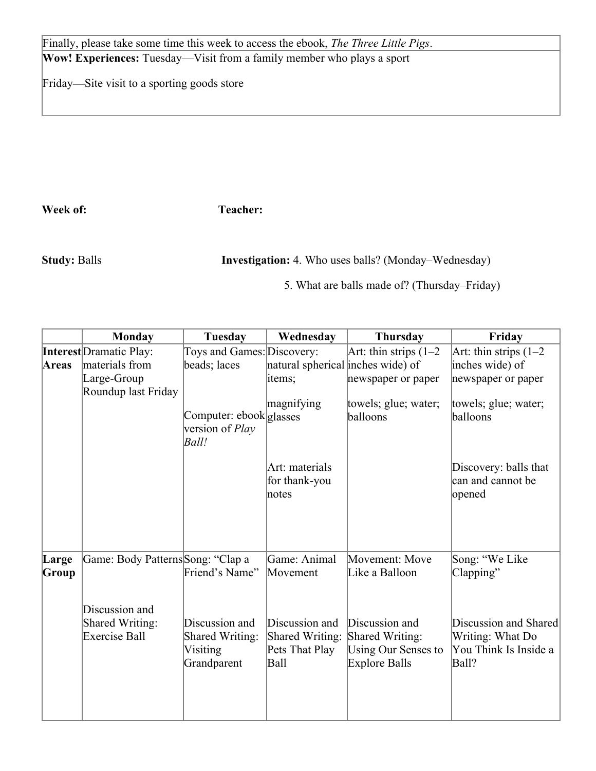| Finally, please take some time this week to access the ebook, *The Three Little Pigs*. |
|---|
| **Wow! Experiences:** Tuesday—Visit from a family member who plays a sport<br><br>Friday—Site visit to a sporting goods store |

**Week of:** **Teacher:**

**Study:** Balls **Investigation:** 4. Who uses balls? (Monday–Wednesday)

5. What are balls made of? (Thursday–Friday)

| | Monday | Tuesday | Wednesday | Thursday | Friday |
|---|---|---|---|---|---|
| **Interest Areas** | Dramatic Play: materials from Large-Group Roundup last Friday | Toys and Games: beads; laces<br><br>Computer: ebook version of *Play Ball!* | Discovery: natural spherical items;<br><br>magnifying glasses<br><br>Art: materials for thank-you notes | Art: thin strips (1–2 inches wide) of newspaper or paper towels; glue; water; balloons | Art: thin strips (1–2 inches wide) of newspaper or paper towels; glue; water; balloons<br><br>Discovery: balls that can and cannot be opened |
| **Large Group** | Game: Body Patterns<br><br>Discussion and Shared Writing: Exercise Ball | Song: "Clap a Friend's Name"<br><br>Discussion and Shared Writing: Visiting Grandparent | Game: Animal Movement<br><br>Discussion and Shared Writing: Pets That Play Ball | Movement: Move Like a Balloon<br><br>Discussion and Shared Writing: Using Our Senses to Explore Balls | Song: "We Like Clapping"<br><br>Discussion and Shared Writing: What Do You Think Is Inside a Ball? |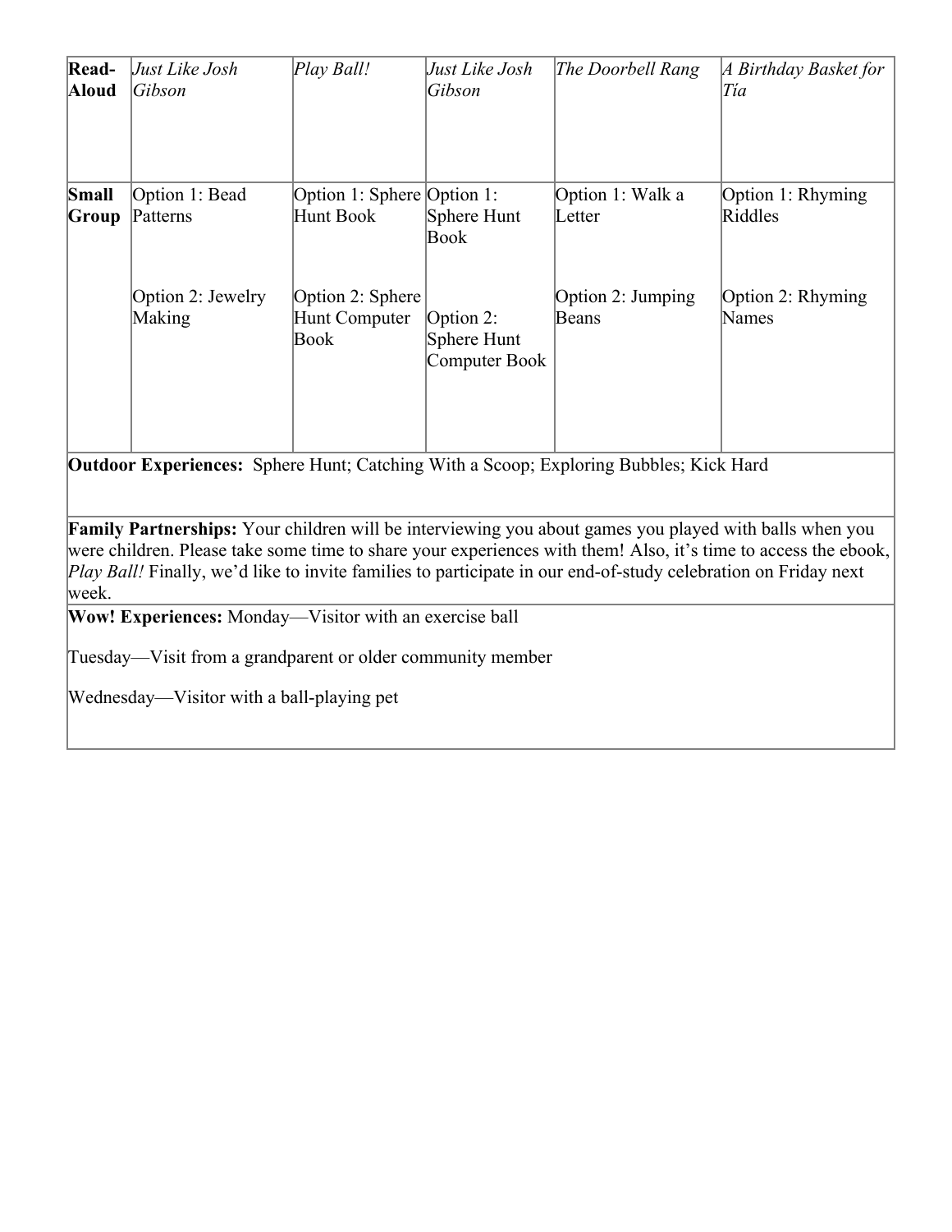| **Read-Aloud** | *Just Like Josh Gibson* | *Play Ball!* | *Just Like Josh Gibson* | *The Doorbell Rang* | *A Birthday Basket for Tía* |
|---|---|---|---|---|---|
| **Small Group** | Option 1: Bead Patterns<br><br>Option 2: Jewelry Making | Option 1: Sphere Hunt Book<br><br>Option 2: Sphere Hunt Computer Book | Option 1: Sphere Hunt Book<br><br>Option 2: Sphere Hunt Computer Book | Option 1: Walk a Letter<br><br>Option 2: Jumping Beans | Option 1: Rhyming Riddles<br><br>Option 2: Rhyming Names |

**Outdoor Experiences:** Sphere Hunt; Catching With a Scoop; Exploring Bubbles; Kick Hard

**Family Partnerships:** Your children will be interviewing you about games you played with balls when you were children. Please take some time to share your experiences with them! Also, it's time to access the ebook, *Play Ball!* Finally, we'd like to invite families to participate in our end-of-study celebration on Friday next week.

**Wow! Experiences:** Monday—Visitor with an exercise ball

Tuesday—Visit from a grandparent or older community member

Wednesday—Visitor with a ball-playing pet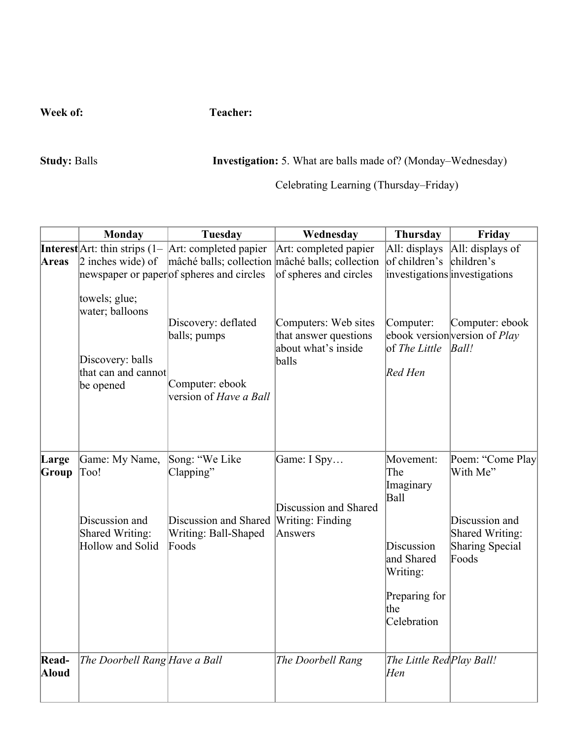**Week of:** **Teacher:**

**Study:** Balls **Investigation:** 5. What are balls made of? (Monday–Wednesday)

Celebrating Learning (Thursday–Friday)

| | Monday | Tuesday | Wednesday | Thursday | Friday |
|---|---|---|---|---|---|
| **Interest Areas** | Art: thin strips (1–2 inches wide) of newspaper or paper towels; glue; water; balloons<br><br>Discovery: balls that can and cannot be opened | Art: completed papier mâché balls; collection of spheres and circles<br><br>Discovery: deflated balls; pumps<br><br>Computer: ebook version of *Have a Ball* | Art: completed papier mâché balls; collection of spheres and circles<br><br>Computers: Web sites that answer questions about what's inside balls | All: displays of children's investigations<br><br>Computer: ebook version of *The Little Red Hen* | All: displays of children's investigations<br><br>Computer: ebook version of *Play Ball!* |
| **Large Group** | Game: My Name, Too!<br><br>Discussion and Shared Writing: Hollow and Solid | Song: "We Like Clapping"<br><br>Discussion and Shared Writing: Ball-Shaped Foods | Game: I Spy…<br><br>Discussion and Shared Writing: Finding Answers | Movement: The Imaginary Ball<br><br>Discussion and Shared Writing:<br><br>Preparing for the Celebration | Poem: "Come Play With Me"<br><br>Discussion and Shared Writing: Sharing Special Foods |
| **Read-Aloud** | *The Doorbell Rang* | *Have a Ball* | *The Doorbell Rang* | *The Little Red Hen* | *Play Ball!* |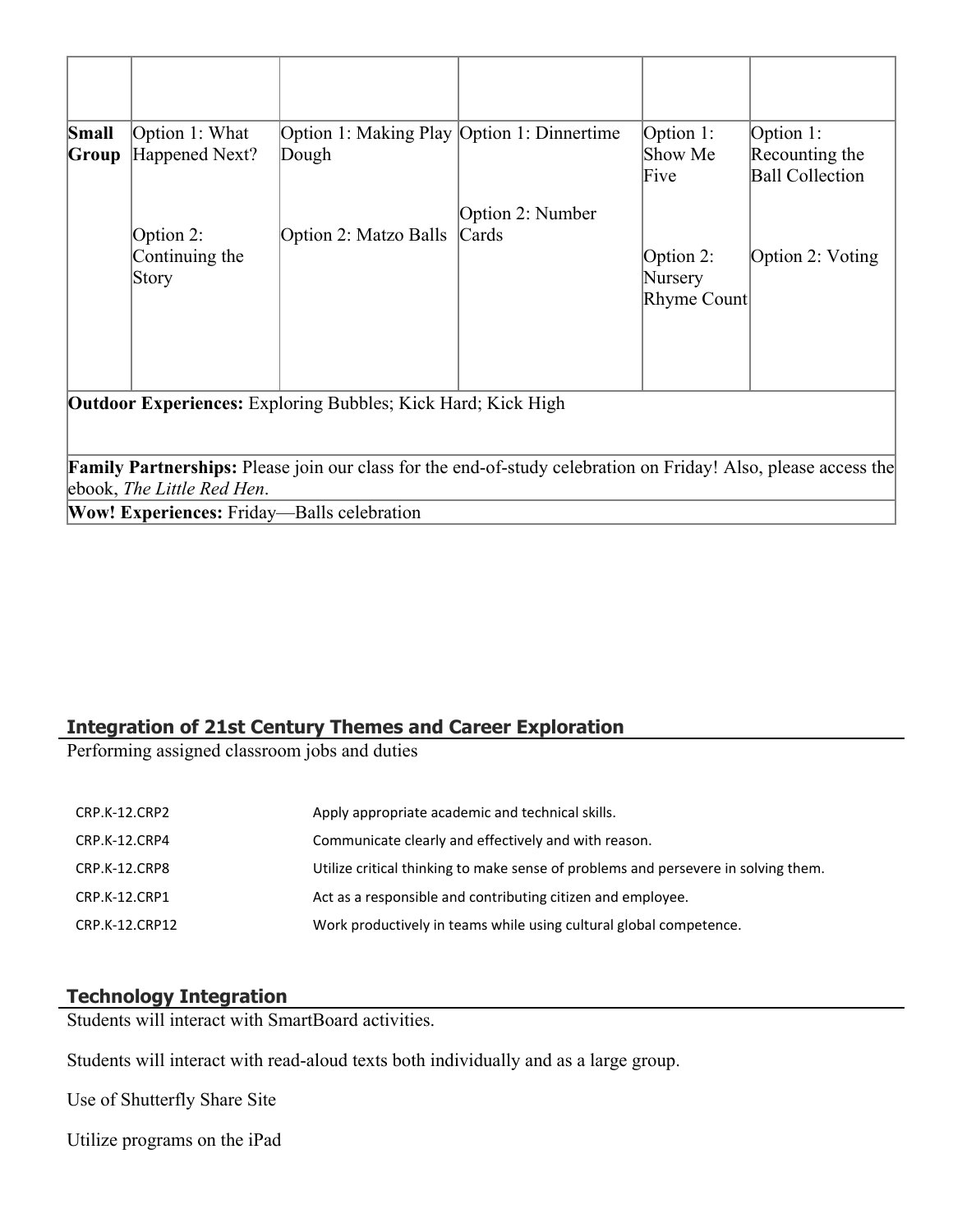| | | | | | |
|---|---|---|---|---|---|
| | | | | | |
| **Small Group** | Option 1: What Happened Next?<br><br>Option 2: Continuing the Story | Option 1: Making Play Dough<br><br>Option 2: Matzo Balls | Option 1: Dinnertime<br><br>Option 2: Number Cards | Option 1: Show Me Five<br><br>Option 2: Nursery Rhyme Count | Option 1: Recounting the Ball Collection<br><br>Option 2: Voting |
| **Outdoor Experiences:** Exploring Bubbles; Kick Hard; Kick High | | | | | |
| **Family Partnerships:** Please join our class for the end-of-study celebration on Friday! Also, please access the ebook, *The Little Red Hen*. | | | | | |
| **Wow! Experiences:** Friday—Balls celebration | | | | | |

## Integration of 21st Century Themes and Career Exploration

Performing assigned classroom jobs and duties

| | |
|---|---|
| CRP.K-12.CRP2 | Apply appropriate academic and technical skills. |
| CRP.K-12.CRP4 | Communicate clearly and effectively and with reason. |
| CRP.K-12.CRP8 | Utilize critical thinking to make sense of problems and persevere in solving them. |
| CRP.K-12.CRP1 | Act as a responsible and contributing citizen and employee. |
| CRP.K-12.CRP12 | Work productively in teams while using cultural global competence. |

## Technology Integration

Students will interact with SmartBoard activities.

Students will interact with read-aloud texts both individually and as a large group.

Use of Shutterfly Share Site

Utilize programs on the iPad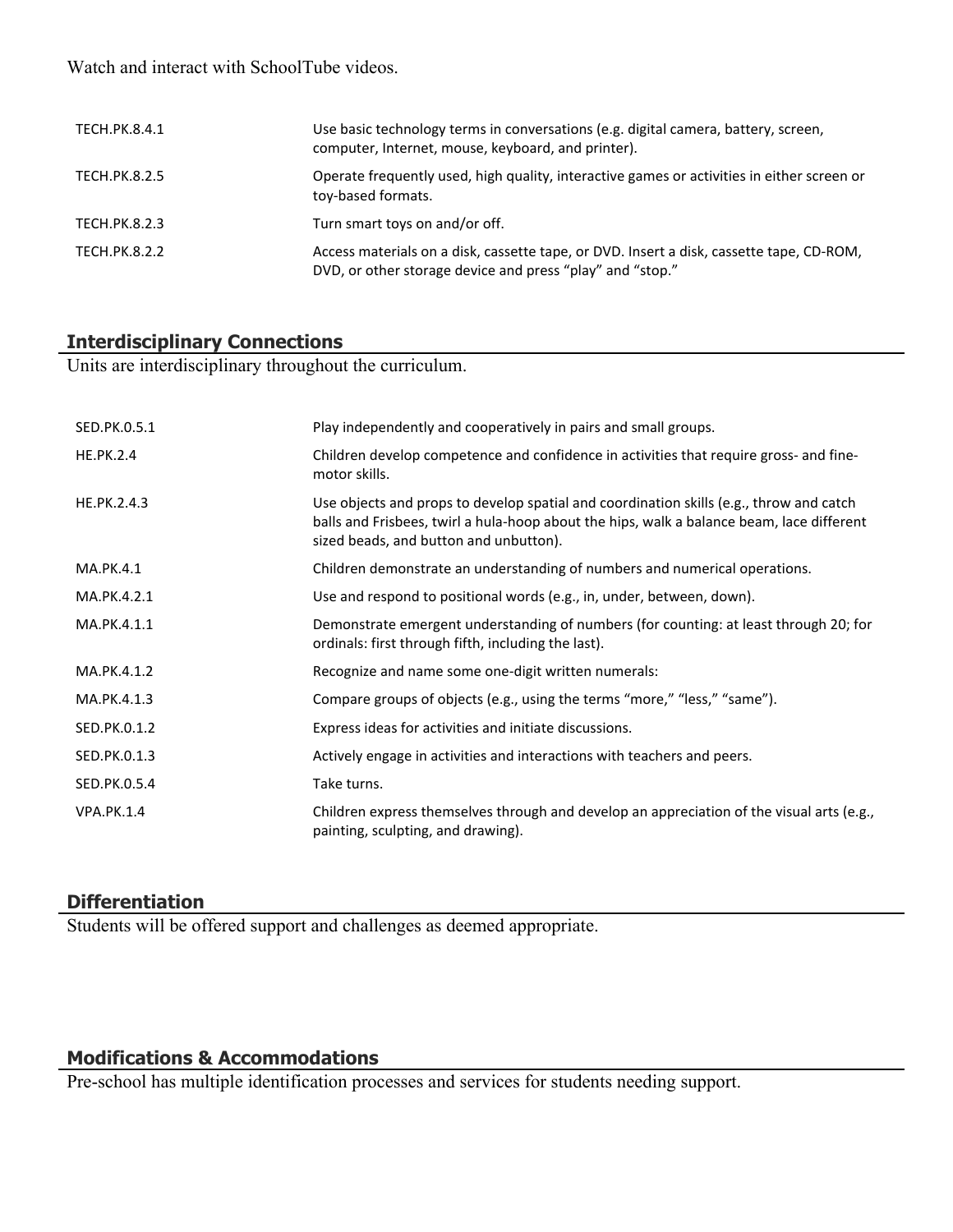Watch and interact with SchoolTube videos.

| | |
|---|---|
| TECH.PK.8.4.1 | Use basic technology terms in conversations (e.g. digital camera, battery, screen, computer, Internet, mouse, keyboard, and printer). |
| TECH.PK.8.2.5 | Operate frequently used, high quality, interactive games or activities in either screen or toy-based formats. |
| TECH.PK.8.2.3 | Turn smart toys on and/or off. |
| TECH.PK.8.2.2 | Access materials on a disk, cassette tape, or DVD. Insert a disk, cassette tape, CD-ROM, DVD, or other storage device and press "play" and "stop." |

## Interdisciplinary Connections

Units are interdisciplinary throughout the curriculum.

| | |
|---|---|
| SED.PK.0.5.1 | Play independently and cooperatively in pairs and small groups. |
| HE.PK.2.4 | Children develop competence and confidence in activities that require gross- and fine-motor skills. |
| HE.PK.2.4.3 | Use objects and props to develop spatial and coordination skills (e.g., throw and catch balls and Frisbees, twirl a hula-hoop about the hips, walk a balance beam, lace different sized beads, and button and unbutton). |
| MA.PK.4.1 | Children demonstrate an understanding of numbers and numerical operations. |
| MA.PK.4.2.1 | Use and respond to positional words (e.g., in, under, between, down). |
| MA.PK.4.1.1 | Demonstrate emergent understanding of numbers (for counting: at least through 20; for ordinals: first through fifth, including the last). |
| MA.PK.4.1.2 | Recognize and name some one-digit written numerals: |
| MA.PK.4.1.3 | Compare groups of objects (e.g., using the terms "more," "less," "same"). |
| SED.PK.0.1.2 | Express ideas for activities and initiate discussions. |
| SED.PK.0.1.3 | Actively engage in activities and interactions with teachers and peers. |
| SED.PK.0.5.4 | Take turns. |
| VPA.PK.1.4 | Children express themselves through and develop an appreciation of the visual arts (e.g., painting, sculpting, and drawing). |

## Differentiation

Students will be offered support and challenges as deemed appropriate.

## Modifications & Accommodations

Pre-school has multiple identification processes and services for students needing support.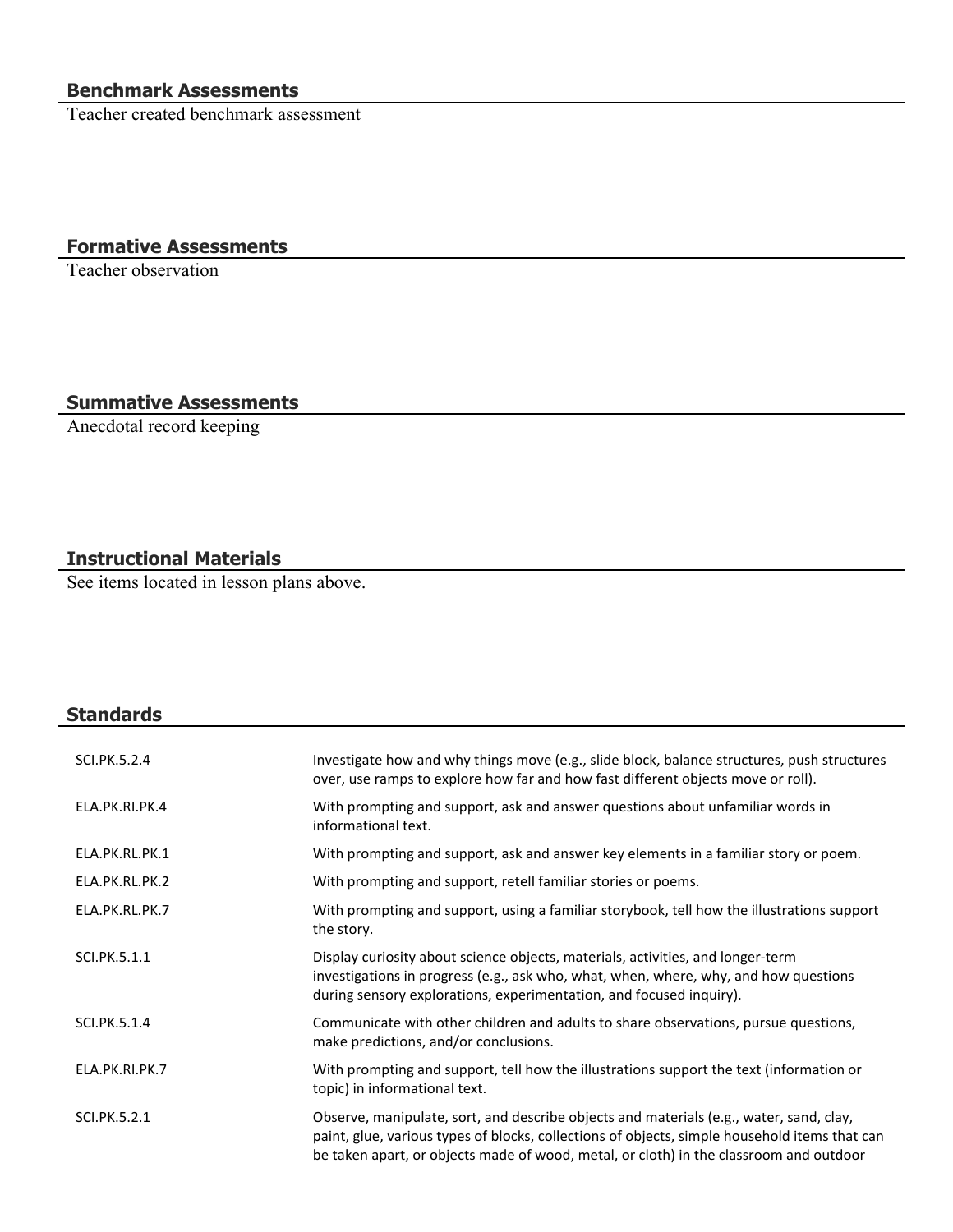## Benchmark Assessments

Teacher created benchmark assessment

## Formative Assessments

Teacher observation

## Summative Assessments

Anecdotal record keeping

## Instructional Materials

See items located in lesson plans above.

## Standards

| | |
|---|---|
| SCI.PK.5.2.4 | Investigate how and why things move (e.g., slide block, balance structures, push structures over, use ramps to explore how far and how fast different objects move or roll). |
| ELA.PK.RI.PK.4 | With prompting and support, ask and answer questions about unfamiliar words in informational text. |
| ELA.PK.RL.PK.1 | With prompting and support, ask and answer key elements in a familiar story or poem. |
| ELA.PK.RL.PK.2 | With prompting and support, retell familiar stories or poems. |
| ELA.PK.RL.PK.7 | With prompting and support, using a familiar storybook, tell how the illustrations support the story. |
| SCI.PK.5.1.1 | Display curiosity about science objects, materials, activities, and longer-term investigations in progress (e.g., ask who, what, when, where, why, and how questions during sensory explorations, experimentation, and focused inquiry). |
| SCI.PK.5.1.4 | Communicate with other children and adults to share observations, pursue questions, make predictions, and/or conclusions. |
| ELA.PK.RI.PK.7 | With prompting and support, tell how the illustrations support the text (information or topic) in informational text. |
| SCI.PK.5.2.1 | Observe, manipulate, sort, and describe objects and materials (e.g., water, sand, clay, paint, glue, various types of blocks, collections of objects, simple household items that can be taken apart, or objects made of wood, metal, or cloth) in the classroom and outdoor |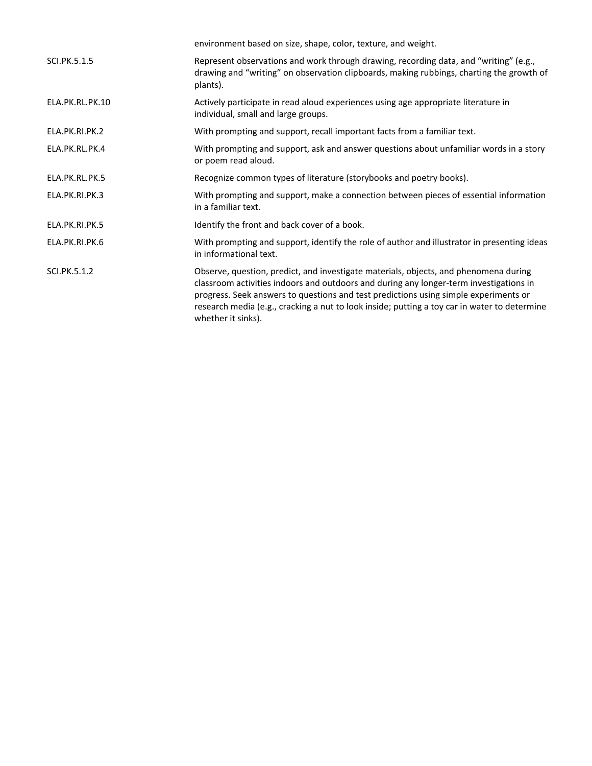| | |
|---|---|
| | environment based on size, shape, color, texture, and weight. |
| SCI.PK.5.1.5 | Represent observations and work through drawing, recording data, and “writing” (e.g., drawing and “writing” on observation clipboards, making rubbings, charting the growth of plants). |
| ELA.PK.RL.PK.10 | Actively participate in read aloud experiences using age appropriate literature in individual, small and large groups. |
| ELA.PK.RI.PK.2 | With prompting and support, recall important facts from a familiar text. |
| ELA.PK.RL.PK.4 | With prompting and support, ask and answer questions about unfamiliar words in a story or poem read aloud. |
| ELA.PK.RL.PK.5 | Recognize common types of literature (storybooks and poetry books). |
| ELA.PK.RI.PK.3 | With prompting and support, make a connection between pieces of essential information in a familiar text. |
| ELA.PK.RI.PK.5 | Identify the front and back cover of a book. |
| ELA.PK.RI.PK.6 | With prompting and support, identify the role of author and illustrator in presenting ideas in informational text. |
| SCI.PK.5.1.2 | Observe, question, predict, and investigate materials, objects, and phenomena during classroom activities indoors and outdoors and during any longer-term investigations in progress. Seek answers to questions and test predictions using simple experiments or research media (e.g., cracking a nut to look inside; putting a toy car in water to determine whether it sinks). |